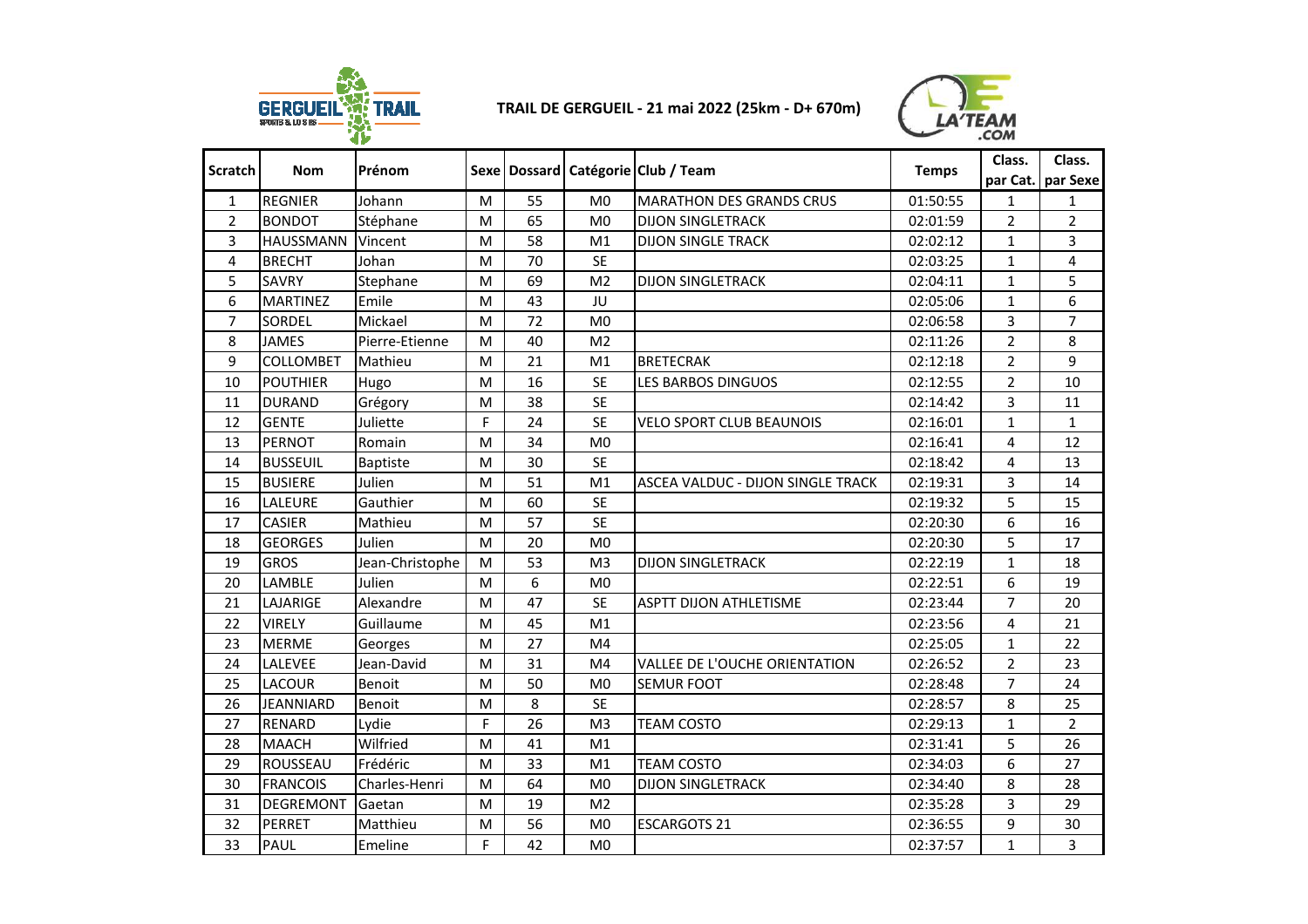# TRAIL DE GERGUEIL - 21 mai 2022 (25km - D+ 670m)

| Scratch | Nom | Prénom | Sexe | Dossard | Catégorie | Club / Team | Temps | Class. par Cat. | Class. par Sexe |
|---|---|---|---|---|---|---|---|---|---|
| 1 | REGNIER | Johann | M | 55 | M0 | MARATHON DES GRANDS CRUS | 01:50:55 | 1 | 1 |
| 2 | BONDOT | Stéphane | M | 65 | M0 | DIJON SINGLETRACK | 02:01:59 | 2 | 2 |
| 3 | HAUSSMANN | Vincent | M | 58 | M1 | DIJON SINGLE TRACK | 02:02:12 | 1 | 3 |
| 4 | BRECHT | Johan | M | 70 | SE | | 02:03:25 | 1 | 4 |
| 5 | SAVRY | Stephane | M | 69 | M2 | DIJON SINGLETRACK | 02:04:11 | 1 | 5 |
| 6 | MARTINEZ | Emile | M | 43 | JU | | 02:05:06 | 1 | 6 |
| 7 | SORDEL | Mickael | M | 72 | M0 | | 02:06:58 | 3 | 7 |
| 8 | JAMES | Pierre-Etienne | M | 40 | M2 | | 02:11:26 | 2 | 8 |
| 9 | COLLOMBET | Mathieu | M | 21 | M1 | BRETECRAK | 02:12:18 | 2 | 9 |
| 10 | POUTHIER | Hugo | M | 16 | SE | LES BARBOS DINGUOS | 02:12:55 | 2 | 10 |
| 11 | DURAND | Grégory | M | 38 | SE | | 02:14:42 | 3 | 11 |
| 12 | GENTE | Juliette | F | 24 | SE | VELO SPORT CLUB BEAUNOIS | 02:16:01 | 1 | 1 |
| 13 | PERNOT | Romain | M | 34 | M0 | | 02:16:41 | 4 | 12 |
| 14 | BUSSEUIL | Baptiste | M | 30 | SE | | 02:18:42 | 4 | 13 |
| 15 | BUSIERE | Julien | M | 51 | M1 | ASCEA VALDUC - DIJON SINGLE TRACK | 02:19:31 | 3 | 14 |
| 16 | LALEURE | Gauthier | M | 60 | SE | | 02:19:32 | 5 | 15 |
| 17 | CASIER | Mathieu | M | 57 | SE | | 02:20:30 | 6 | 16 |
| 18 | GEORGES | Julien | M | 20 | M0 | | 02:20:30 | 5 | 17 |
| 19 | GROS | Jean-Christophe | M | 53 | M3 | DIJON SINGLETRACK | 02:22:19 | 1 | 18 |
| 20 | LAMBLE | Julien | M | 6 | M0 | | 02:22:51 | 6 | 19 |
| 21 | LAJARIGE | Alexandre | M | 47 | SE | ASPTT DIJON ATHLETISME | 02:23:44 | 7 | 20 |
| 22 | VIRELY | Guillaume | M | 45 | M1 | | 02:23:56 | 4 | 21 |
| 23 | MERME | Georges | M | 27 | M4 | | 02:25:05 | 1 | 22 |
| 24 | LALEVEE | Jean-David | M | 31 | M4 | VALLEE DE L'OUCHE ORIENTATION | 02:26:52 | 2 | 23 |
| 25 | LACOUR | Benoit | M | 50 | M0 | SEMUR FOOT | 02:28:48 | 7 | 24 |
| 26 | JEANNIARD | Benoit | M | 8 | SE | | 02:28:57 | 8 | 25 |
| 27 | RENARD | Lydie | F | 26 | M3 | TEAM COSTO | 02:29:13 | 1 | 2 |
| 28 | MAACH | Wilfried | M | 41 | M1 | | 02:31:41 | 5 | 26 |
| 29 | ROUSSEAU | Frédéric | M | 33 | M1 | TEAM COSTO | 02:34:03 | 6 | 27 |
| 30 | FRANCOIS | Charles-Henri | M | 64 | M0 | DIJON SINGLETRACK | 02:34:40 | 8 | 28 |
| 31 | DEGREMONT | Gaetan | M | 19 | M2 | | 02:35:28 | 3 | 29 |
| 32 | PERRET | Matthieu | M | 56 | M0 | ESCARGOTS 21 | 02:36:55 | 9 | 30 |
| 33 | PAUL | Emeline | F | 42 | M0 | | 02:37:57 | 1 | 3 |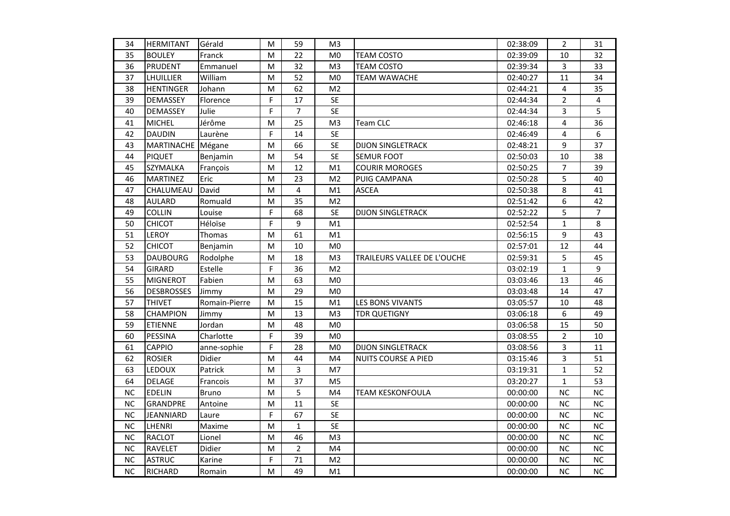| | | | | | | | | | |
|---|---|---|---|---|---|---|---|---|---|
| 34 | HERMITANT | Gérald | M | 59 | M3 | | 02:38:09 | 2 | 31 |
| 35 | BOULEY | Franck | M | 22 | M0 | TEAM COSTO | 02:39:09 | 10 | 32 |
| 36 | PRUDENT | Emmanuel | M | 32 | M3 | TEAM COSTO | 02:39:34 | 3 | 33 |
| 37 | LHUILLIER | William | M | 52 | M0 | TEAM WAWACHE | 02:40:27 | 11 | 34 |
| 38 | HENTINGER | Johann | M | 62 | M2 | | 02:44:21 | 4 | 35 |
| 39 | DEMASSEY | Florence | F | 17 | SE | | 02:44:34 | 2 | 4 |
| 40 | DEMASSEY | Julie | F | 7 | SE | | 02:44:34 | 3 | 5 |
| 41 | MICHEL | Jérôme | M | 25 | M3 | Team CLC | 02:46:18 | 4 | 36 |
| 42 | DAUDIN | Laurène | F | 14 | SE | | 02:46:49 | 4 | 6 |
| 43 | MARTINACHE | Mégane | M | 66 | SE | DIJON SINGLETRACK | 02:48:21 | 9 | 37 |
| 44 | PIQUET | Benjamin | M | 54 | SE | SEMUR FOOT | 02:50:03 | 10 | 38 |
| 45 | SZYMALKA | François | M | 12 | M1 | COURIR MOROGES | 02:50:25 | 7 | 39 |
| 46 | MARTINEZ | Eric | M | 23 | M2 | PUIG CAMPANA | 02:50:28 | 5 | 40 |
| 47 | CHALUMEAU | David | M | 4 | M1 | ASCEA | 02:50:38 | 8 | 41 |
| 48 | AULARD | Romuald | M | 35 | M2 | | 02:51:42 | 6 | 42 |
| 49 | COLLIN | Louise | F | 68 | SE | DIJON SINGLETRACK | 02:52:22 | 5 | 7 |
| 50 | CHICOT | Héloïse | F | 9 | M1 | | 02:52:54 | 1 | 8 |
| 51 | LEROY | Thomas | M | 61 | M1 | | 02:56:15 | 9 | 43 |
| 52 | CHICOT | Benjamin | M | 10 | M0 | | 02:57:01 | 12 | 44 |
| 53 | DAUBOURG | Rodolphe | M | 18 | M3 | TRAILEURS VALLEE DE L'OUCHE | 02:59:31 | 5 | 45 |
| 54 | GIRARD | Estelle | F | 36 | M2 | | 03:02:19 | 1 | 9 |
| 55 | MIGNEROT | Fabien | M | 63 | M0 | | 03:03:46 | 13 | 46 |
| 56 | DESBROSSES | Jimmy | M | 29 | M0 | | 03:03:48 | 14 | 47 |
| 57 | THIVET | Romain-Pierre | M | 15 | M1 | LES BONS VIVANTS | 03:05:57 | 10 | 48 |
| 58 | CHAMPION | Jimmy | M | 13 | M3 | TDR QUETIGNY | 03:06:18 | 6 | 49 |
| 59 | ETIENNE | Jordan | M | 48 | M0 | | 03:06:58 | 15 | 50 |
| 60 | PESSINA | Charlotte | F | 39 | M0 | | 03:08:55 | 2 | 10 |
| 61 | CAPPIO | anne-sophie | F | 28 | M0 | DIJON SINGLETRACK | 03:08:56 | 3 | 11 |
| 62 | ROSIER | Didier | M | 44 | M4 | NUITS COURSE A PIED | 03:15:46 | 3 | 51 |
| 63 | LEDOUX | Patrick | M | 3 | M7 | | 03:19:31 | 1 | 52 |
| 64 | DELAGE | Francois | M | 37 | M5 | | 03:20:27 | 1 | 53 |
| NC | EDELIN | Bruno | M | 5 | M4 | TEAM KESKONFOULA | 00:00:00 | NC | NC |
| NC | GRANDPRE | Antoine | M | 11 | SE | | 00:00:00 | NC | NC |
| NC | JEANNIARD | Laure | F | 67 | SE | | 00:00:00 | NC | NC |
| NC | LHENRI | Maxime | M | 1 | SE | | 00:00:00 | NC | NC |
| NC | RACLOT | Lionel | M | 46 | M3 | | 00:00:00 | NC | NC |
| NC | RAVELET | Didier | M | 2 | M4 | | 00:00:00 | NC | NC |
| NC | ASTRUC | Karine | F | 71 | M2 | | 00:00:00 | NC | NC |
| NC | RICHARD | Romain | M | 49 | M1 | | 00:00:00 | NC | NC |